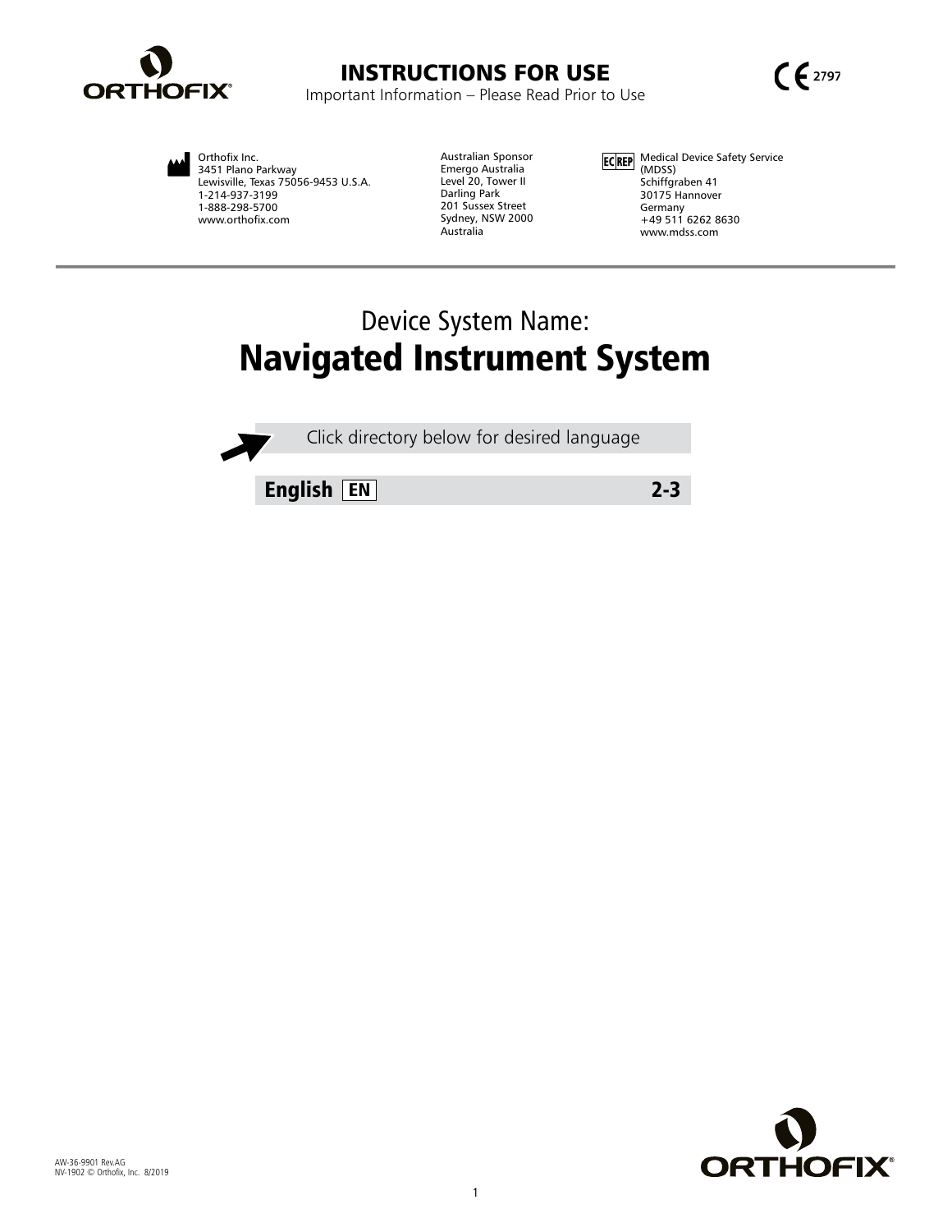ORTHOFIX

# INSTRUCTIONS FOR USE

Important Information – Please Read Prior to Use

CE 2797

Orthofix Inc.
3451 Plano Parkway
Lewisville, Texas 75056-9453 U.S.A.
1-214-937-3199
1-888-298-5700
www.orthofix.com

Australian Sponsor
Emergo Australia
Level 20, Tower II
Darling Park
201 Sussex Street
Sydney, NSW 2000
Australia

EC REP
Medical Device Safety Service (MDSS)
Schiffgraben 41
30175 Hannover
Germany
+49 511 6262 8630
www.mdss.com

Device System Name:

# Navigated Instrument System

Click directory below for desired language

| English EN | 2-3 |
|---|---|

AW-36-9901 Rev.AG
NV-1902 © Orthofix, Inc. 8/2019

ORTHOFIX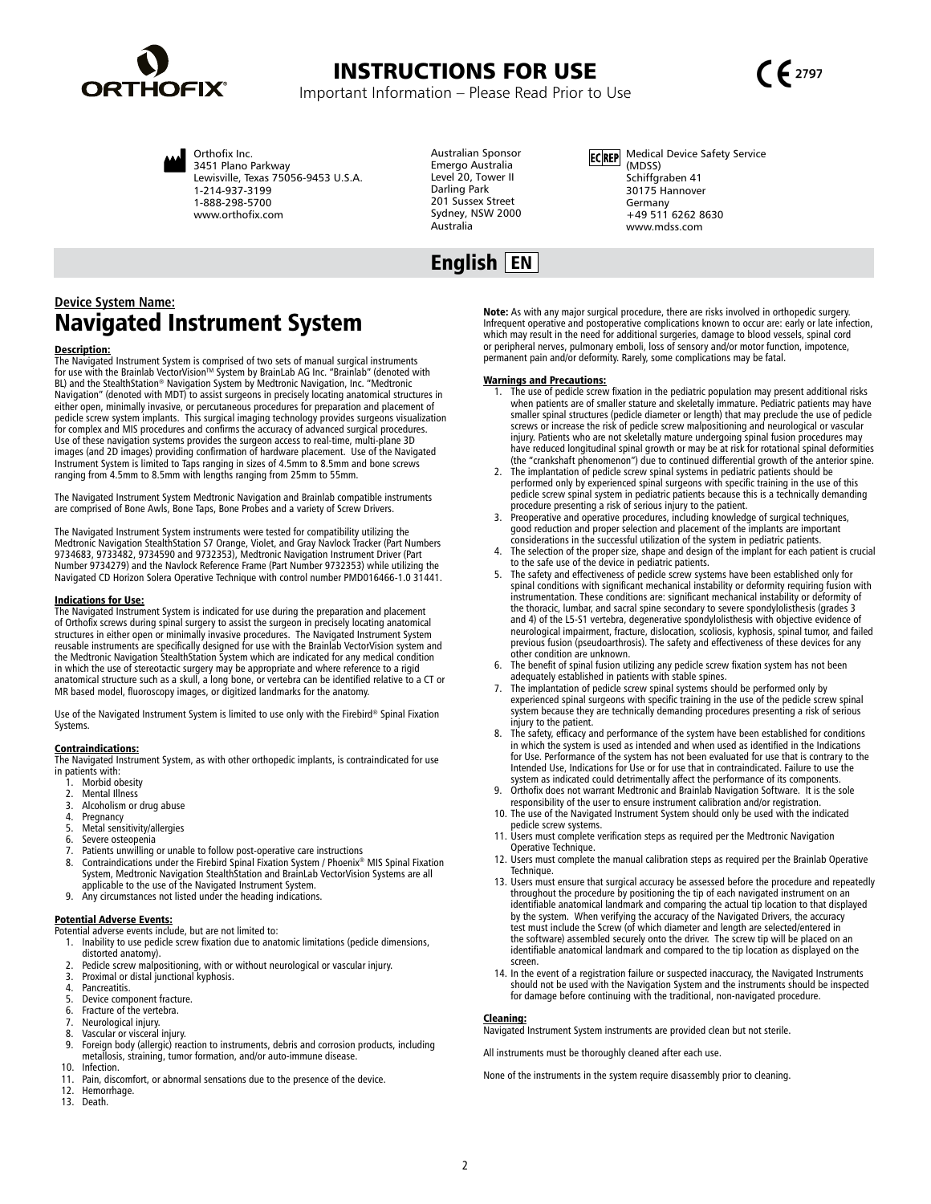# INSTRUCTIONS FOR USE

Important Information – Please Read Prior to Use

CE 2797

Orthofix Inc.
3451 Plano Parkway
Lewisville, Texas 75056-9453 U.S.A.
1-214-937-3199
1-888-298-5700
www.orthofix.com

Australian Sponsor
Emergo Australia
Level 20, Tower II
Darling Park
201 Sussex Street
Sydney, NSW 2000
Australia

EC REP Medical Device Safety Service (MDSS)
Schiffgraben 41
30175 Hannover
Germany
+49 511 6262 8630
www.mdss.com

## English EN

**Device System Name:**

## Navigated Instrument System

**Description:**

The Navigated Instrument System is comprised of two sets of manual surgical instruments for use with the Brainlab VectorVision™ System by BrainLab AG Inc. "Brainlab" (denoted with BL) and the StealthStation® Navigation System by Medtronic Navigation, Inc. "Medtronic Navigation" (denoted with MDT) to assist surgeons in precisely locating anatomical structures in either open, minimally invasive, or percutaneous procedures for preparation and placement of pedicle screw system implants. This surgical imaging technology provides surgeons visualization for complex and MIS procedures and confirms the accuracy of advanced surgical procedures. Use of these navigation systems provides the surgeon access to real-time, multi-plane 3D images (and 2D images) providing confirmation of hardware placement. Use of the Navigated Instrument System is limited to Taps ranging in sizes of 4.5mm to 8.5mm and bone screws ranging from 4.5mm to 8.5mm with lengths ranging from 25mm to 55mm.

The Navigated Instrument System Medtronic Navigation and Brainlab compatible instruments are comprised of Bone Awls, Bone Taps, Bone Probes and a variety of Screw Drivers.

The Navigated Instrument System instruments were tested for compatibility utilizing the Medtronic Navigation StealthStation S7 Orange, Violet, and Gray Navlock Tracker (Part Numbers 9734683, 9733482, 9734590 and 9732353), Medtronic Navigation Instrument Driver (Part Number 9734279) and the Navlock Reference Frame (Part Number 9732353) while utilizing the Navigated CD Horizon Solera Operative Technique with control number PMD016466-1.0 31441.

**Indications for Use:**

The Navigated Instrument System is indicated for use during the preparation and placement of Orthofix screws during spinal surgery to assist the surgeon in precisely locating anatomical structures in either open or minimally invasive procedures. The Navigated Instrument System reusable instruments are specifically designed for use with the Brainlab VectorVision system and the Medtronic Navigation StealthStation System which are indicated for any medical condition in which the use of stereotactic surgery may be appropriate and where reference to a rigid anatomical structure such as a skull, a long bone, or vertebra can be identified relative to a CT or MR based model, fluoroscopy images, or digitized landmarks for the anatomy.

Use of the Navigated Instrument System is limited to use only with the Firebird® Spinal Fixation Systems.

**Contraindications:**

The Navigated Instrument System, as with other orthopedic implants, is contraindicated for use in patients with:

1. Morbid obesity
2. Mental Illness
3. Alcoholism or drug abuse
4. Pregnancy
5. Metal sensitivity/allergies
6. Severe osteopenia
7. Patients unwilling or unable to follow post-operative care instructions
8. Contraindications under the Firebird Spinal Fixation System / Phoenix® MIS Spinal Fixation System, Medtronic Navigation StealthStation and BrainLab VectorVision Systems are all applicable to the use of the Navigated Instrument System.
9. Any circumstances not listed under the heading indications.

**Potential Adverse Events:**

Potential adverse events include, but are not limited to:

1. Inability to use pedicle screw fixation due to anatomic limitations (pedicle dimensions, distorted anatomy).
2. Pedicle screw malpositioning, with or without neurological or vascular injury.
3. Proximal or distal junctional kyphosis.
4. Pancreatitis.
5. Device component fracture.
6. Fracture of the vertebra.
7. Neurological injury.
8. Vascular or visceral injury.
9. Foreign body (allergic) reaction to instruments, debris and corrosion products, including metallosis, straining, tumor formation, and/or auto-immune disease.
10. Infection.
11. Pain, discomfort, or abnormal sensations due to the presence of the device.
12. Hemorrhage.
13. Death.

**Note:** As with any major surgical procedure, there are risks involved in orthopedic surgery. Infrequent operative and postoperative complications known to occur are: early or late infection, which may result in the need for additional surgeries, damage to blood vessels, spinal cord or peripheral nerves, pulmonary emboli, loss of sensory and/or motor function, impotence, permanent pain and/or deformity. Rarely, some complications may be fatal.

**Warnings and Precautions:**

1. The use of pedicle screw fixation in the pediatric population may present additional risks when patients are of smaller stature and skeletally immature. Pediatric patients may have smaller spinal structures (pedicle diameter or length) that may preclude the use of pedicle screws or increase the risk of pedicle screw malpositioning and neurological or vascular injury. Patients who are not skeletally mature undergoing spinal fusion procedures may have reduced longitudinal spinal growth or may be at risk for rotational spinal deformities (the "crankshaft phenomenon") due to continued differential growth of the anterior spine.
2. The implantation of pedicle screw spinal systems in pediatric patients should be performed only by experienced spinal surgeons with specific training in the use of this pedicle screw spinal system in pediatric patients because this is a technically demanding procedure presenting a risk of serious injury to the patient.
3. Preoperative and operative procedures, including knowledge of surgical techniques, good reduction and proper selection and placement of the implants are important considerations in the successful utilization of the system in pediatric patients.
4. The selection of the proper size, shape and design of the implant for each patient is crucial to the safe use of the device in pediatric patients.
5. The safety and effectiveness of pedicle screw systems have been established only for spinal conditions with significant mechanical instability or deformity requiring fusion with instrumentation. These conditions are: significant mechanical instability or deformity of the thoracic, lumbar, and sacral spine secondary to severe spondylolisthesis (grades 3 and 4) of the L5-S1 vertebra, degenerative spondylolisthesis with objective evidence of neurological impairment, fracture, dislocation, scoliosis, kyphosis, spinal tumor, and failed previous fusion (pseudoarthrosis). The safety and effectiveness of these devices for any other condition are unknown.
6. The benefit of spinal fusion utilizing any pedicle screw fixation system has not been adequately established in patients with stable spines.
7. The implantation of pedicle screw spinal systems should be performed only by experienced spinal surgeons with specific training in the use of the pedicle screw spinal system because they are technically demanding procedures presenting a risk of serious injury to the patient.
8. The safety, efficacy and performance of the system have been established for conditions in which the system is used as intended and when used as identified in the Indications for Use. Performance of the system has not been evaluated for use that is contrary to the Intended Use, Indications for Use or for use that in contraindicated. Failure to use the system as indicated could detrimentally affect the performance of its components.
9. Orthofix does not warrant Medtronic and Brainlab Navigation Software. It is the sole responsibility of the user to ensure instrument calibration and/or registration.
10. The use of the Navigated Instrument System should only be used with the indicated pedicle screw systems.
11. Users must complete verification steps as required per the Medtronic Navigation Operative Technique.
12. Users must complete the manual calibration steps as required per the Brainlab Operative Technique.
13. Users must ensure that surgical accuracy be assessed before the procedure and repeatedly throughout the procedure by positioning the tip of each navigated instrument on an identifiable anatomical landmark and comparing the actual tip location to that displayed by the system. When verifying the accuracy of the Navigated Drivers, the accuracy test must include the Screw (of which diameter and length are selected/entered in the software) assembled securely onto the driver. The screw tip will be placed on an identifiable anatomical landmark and compared to the tip location as displayed on the screen.
14. In the event of a registration failure or suspected inaccuracy, the Navigated Instruments should not be used with the Navigation System and the instruments should be inspected for damage before continuing with the traditional, non-navigated procedure.

**Cleaning:**

Navigated Instrument System instruments are provided clean but not sterile.

All instruments must be thoroughly cleaned after each use.

None of the instruments in the system require disassembly prior to cleaning.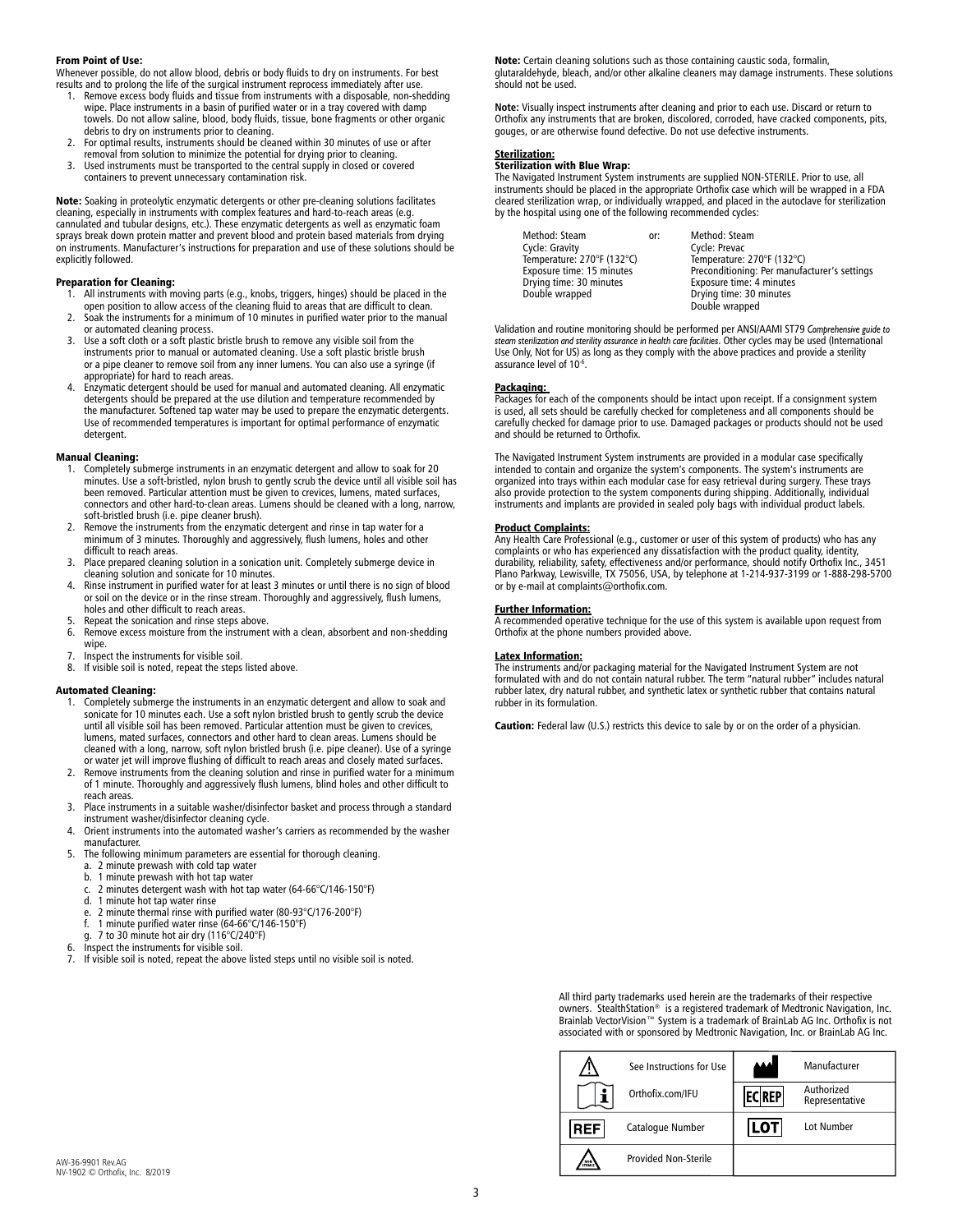### From Point of Use:

Whenever possible, do not allow blood, debris or body fluids to dry on instruments. For best results and to prolong the life of the surgical instrument reprocess immediately after use.

1. Remove excess body fluids and tissue from instruments with a disposable, non-shedding wipe. Place instruments in a basin of purified water or in a tray covered with damp towels. Do not allow saline, blood, body fluids, tissue, bone fragments or other organic debris to dry on instruments prior to cleaning.
2. For optimal results, instruments should be cleaned within 30 minutes of use or after removal from solution to minimize the potential for drying prior to cleaning.
3. Used instruments must be transported to the central supply in closed or covered containers to prevent unnecessary contamination risk.

**Note:** Soaking in proteolytic enzymatic detergents or other pre-cleaning solutions facilitates cleaning, especially in instruments with complex features and hard-to-reach areas (e.g. cannulated and tubular designs, etc.). These enzymatic detergents as well as enzymatic foam sprays break down protein matter and prevent blood and protein based materials from drying on instruments. Manufacturer's instructions for preparation and use of these solutions should be explicitly followed.

### Preparation for Cleaning:

1. All instruments with moving parts (e.g., knobs, triggers, hinges) should be placed in the open position to allow access of the cleaning fluid to areas that are difficult to clean.
2. Soak the instruments for a minimum of 10 minutes in purified water prior to the manual or automated cleaning process.
3. Use a soft cloth or a soft plastic bristle brush to remove any visible soil from the instruments prior to manual or automated cleaning. Use a soft plastic bristle brush or a pipe cleaner to remove soil from any inner lumens. You can also use a syringe (if appropriate) for hard to reach areas.
4. Enzymatic detergent should be used for manual and automated cleaning. All enzymatic detergents should be prepared at the use dilution and temperature recommended by the manufacturer. Softened tap water may be used to prepare the enzymatic detergents. Use of recommended temperatures is important for optimal performance of enzymatic detergent.

### Manual Cleaning:

1. Completely submerge instruments in an enzymatic detergent and allow to soak for 20 minutes. Use a soft-bristled, nylon brush to gently scrub the device until all visible soil has been removed. Particular attention must be given to crevices, lumens, mated surfaces, connectors and other hard-to-clean areas. Lumens should be cleaned with a long, narrow, soft-bristled brush (i.e. pipe cleaner brush).
2. Remove the instruments from the enzymatic detergent and rinse in tap water for a minimum of 3 minutes. Thoroughly and aggressively, flush lumens, holes and other difficult to reach areas.
3. Place prepared cleaning solution in a sonication unit. Completely submerge device in cleaning solution and sonicate for 10 minutes.
4. Rinse instrument in purified water for at least 3 minutes or until there is no sign of blood or soil on the device or in the rinse stream. Thoroughly and aggressively, flush lumens, holes and other difficult to reach areas.
5. Repeat the sonication and rinse steps above.
6. Remove excess moisture from the instrument with a clean, absorbent and non-shedding wipe.
7. Inspect the instruments for visible soil.
8. If visible soil is noted, repeat the steps listed above.

### Automated Cleaning:

1. Completely submerge the instruments in an enzymatic detergent and allow to soak and sonicate for 10 minutes each. Use a soft nylon bristled brush to gently scrub the device until all visible soil has been removed. Particular attention must be given to crevices, lumens, mated surfaces, connectors and other hard to clean areas. Lumens should be cleaned with a long, narrow, soft nylon bristled brush (i.e. pipe cleaner). Use of a syringe or water jet will improve flushing of difficult to reach areas and closely mated surfaces.
2. Remove instruments from the cleaning solution and rinse in purified water for a minimum of 1 minute. Thoroughly and aggressively flush lumens, blind holes and other difficult to reach areas.
3. Place instruments in a suitable washer/disinfector basket and process through a standard instrument washer/disinfector cleaning cycle.
4. Orient instruments into the automated washer's carriers as recommended by the washer manufacturer.
5. The following minimum parameters are essential for thorough cleaning.
   a. 2 minute prewash with cold tap water
   b. 1 minute prewash with hot tap water
   c. 2 minutes detergent wash with hot tap water (64-66°C/146-150°F)
   d. 1 minute hot tap water rinse
   e. 2 minute thermal rinse with purified water (80-93°C/176-200°F)
   f. 1 minute purified water rinse (64-66°C/146-150°F)
   g. 7 to 30 minute hot air dry (116°C/240°F)
6. Inspect the instruments for visible soil.
7. If visible soil is noted, repeat the above listed steps until no visible soil is noted.

**Note:** Certain cleaning solutions such as those containing caustic soda, formalin, glutaraldehyde, bleach, and/or other alkaline cleaners may damage instruments. These solutions should not be used.

**Note:** Visually inspect instruments after cleaning and prior to each use. Discard or return to Orthofix any instruments that are broken, discolored, corroded, have cracked components, pits, gouges, or are otherwise found defective. Do not use defective instruments.

### Sterilization:

#### Sterilization with Blue Wrap:

The Navigated Instrument System instruments are supplied NON-STERILE. Prior to use, all instruments should be placed in the appropriate Orthofix case which will be wrapped in a FDA cleared sterilization wrap, or individually wrapped, and placed in the autoclave for sterilization by the hospital using one of the following recommended cycles:

| | | |
|---|---|---|
| Method: Steam | or: | Method: Steam |
| Cycle: Gravity | | Cycle: Prevac |
| Temperature: 270°F (132°C) | | Temperature: 270°F (132°C) |
| Exposure time: 15 minutes | | Preconditioning: Per manufacturer's settings |
| Drying time: 30 minutes | | Exposure time: 4 minutes |
| Double wrapped | | Drying time: 30 minutes |
| | | Double wrapped |

Validation and routine monitoring should be performed per ANSI/AAMI ST79 *Comprehensive guide to steam sterilization and sterility assurance in health care facilities*. Other cycles may be used (International Use Only, Not for US) as long as they comply with the above practices and provide a sterility assurance level of $10^{-6}$.

### Packaging:

Packages for each of the components should be intact upon receipt. If a consignment system is used, all sets should be carefully checked for completeness and all components should be carefully checked for damage prior to use. Damaged packages or products should not be used and should be returned to Orthofix.

The Navigated Instrument System instruments are provided in a modular case specifically intended to contain and organize the system's components. The system's instruments are organized into trays within each modular case for easy retrieval during surgery. These trays also provide protection to the system components during shipping. Additionally, individual instruments and implants are provided in sealed poly bags with individual product labels.

### Product Complaints:

Any Health Care Professional (e.g., customer or user of this system of products) who has any complaints or who has experienced any dissatisfaction with the product quality, identity, durability, reliability, safety, effectiveness and/or performance, should notify Orthofix Inc., 3451 Plano Parkway, Lewisville, TX 75056, USA, by telephone at 1-214-937-3199 or 1-888-298-5700 or by e-mail at complaints@orthofix.com.

### Further Information:

A recommended operative technique for the use of this system is available upon request from Orthofix at the phone numbers provided above.

### Latex Information:

The instruments and/or packaging material for the Navigated Instrument System are not formulated with and do not contain natural rubber. The term "natural rubber" includes natural rubber latex, dry natural rubber, and synthetic latex or synthetic rubber that contains natural rubber in its formulation.

**Caution:** Federal law (U.S.) restricts this device to sale by or on the order of a physician.

All third party trademarks used herein are the trademarks of their respective owners. StealthStation® is a registered trademark of Medtronic Navigation, Inc. Brainlab VectorVision™ System is a trademark of BrainLab AG Inc. Orthofix is not associated with or sponsored by Medtronic Navigation, Inc. or BrainLab AG Inc.

| | | | |
|---|---|---|---|
| ⚠ | See Instructions for Use | | Manufacturer |
| i | Orthofix.com/IFU | EC REP | Authorized Representative |
| REF | Catalogue Number | LOT | Lot Number |
| NON STERILE | Provided Non-Sterile | | |

AW-36-9901 Rev.AG
NV-1902 © Orthofix, Inc. 8/2019